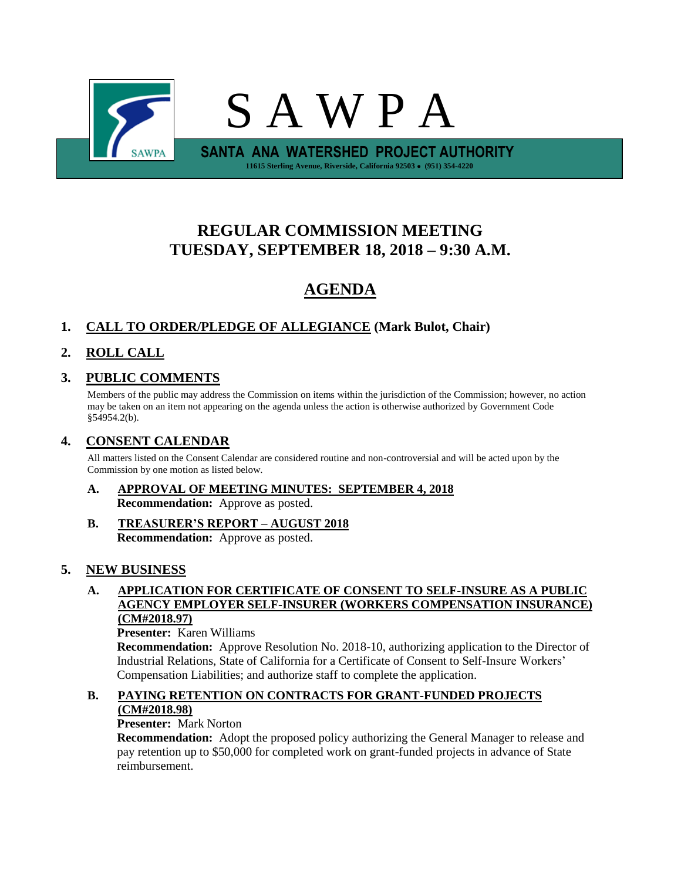# S A W P A

**SANTA ANA WATERSHED PROJECT AUTHORITY**

**11615 Sterling Avenue, Riverside, California 92503 • (951) 354-4220**

## REGULAR COMMISSION MEETING
## TUESDAY, SEPTEMBER 18, 2018 – 9:30 A.M.

## AGENDA

### 1. CALL TO ORDER/PLEDGE OF ALLEGIANCE (Mark Bulot, Chair)

### 2. ROLL CALL

### 3. PUBLIC COMMENTS

Members of the public may address the Commission on items within the jurisdiction of the Commission; however, no action may be taken on an item not appearing on the agenda unless the action is otherwise authorized by Government Code §54954.2(b).

### 4. CONSENT CALENDAR

All matters listed on the Consent Calendar are considered routine and non-controversial and will be acted upon by the Commission by one motion as listed below.

**A. APPROVAL OF MEETING MINUTES: SEPTEMBER 4, 2018**
**Recommendation:** Approve as posted.

**B. TREASURER'S REPORT – AUGUST 2018**
**Recommendation:** Approve as posted.

### 5. NEW BUSINESS

**A. APPLICATION FOR CERTIFICATE OF CONSENT TO SELF-INSURE AS A PUBLIC AGENCY EMPLOYER SELF-INSURER (WORKERS COMPENSATION INSURANCE) (CM#2018.97)**
**Presenter:** Karen Williams
**Recommendation:** Approve Resolution No. 2018-10, authorizing application to the Director of Industrial Relations, State of California for a Certificate of Consent to Self-Insure Workers' Compensation Liabilities; and authorize staff to complete the application.

**B. PAYING RETENTION ON CONTRACTS FOR GRANT-FUNDED PROJECTS (CM#2018.98)**
**Presenter:** Mark Norton
**Recommendation:** Adopt the proposed policy authorizing the General Manager to release and pay retention up to $50,000 for completed work on grant-funded projects in advance of State reimbursement.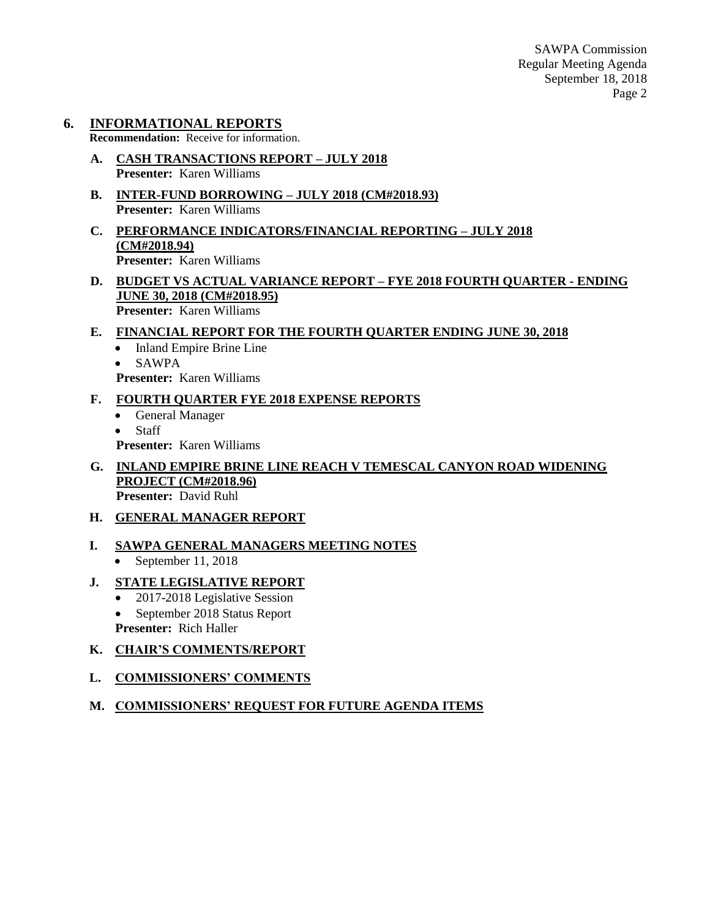## 6. INFORMATIONAL REPORTS

**Recommendation:** Receive for information.

### A. CASH TRANSACTIONS REPORT – JULY 2018

**Presenter:** Karen Williams

### B. INTER-FUND BORROWING – JULY 2018 (CM#2018.93)

**Presenter:** Karen Williams

### C. PERFORMANCE INDICATORS/FINANCIAL REPORTING – JULY 2018 (CM#2018.94)

**Presenter:** Karen Williams

### D. BUDGET VS ACTUAL VARIANCE REPORT – FYE 2018 FOURTH QUARTER - ENDING JUNE 30, 2018 (CM#2018.95)

**Presenter:** Karen Williams

### E. FINANCIAL REPORT FOR THE FOURTH QUARTER ENDING JUNE 30, 2018

- Inland Empire Brine Line
- SAWPA

**Presenter:** Karen Williams

### F. FOURTH QUARTER FYE 2018 EXPENSE REPORTS

- General Manager
- Staff

**Presenter:** Karen Williams

### G. INLAND EMPIRE BRINE LINE REACH V TEMESCAL CANYON ROAD WIDENING PROJECT (CM#2018.96)

**Presenter:** David Ruhl

### H. GENERAL MANAGER REPORT

### I. SAWPA GENERAL MANAGERS MEETING NOTES

- September 11, 2018

### J. STATE LEGISLATIVE REPORT

- 2017-2018 Legislative Session
- September 2018 Status Report

**Presenter:** Rich Haller

### K. CHAIR'S COMMENTS/REPORT

### L. COMMISSIONERS' COMMENTS

### M. COMMISSIONERS' REQUEST FOR FUTURE AGENDA ITEMS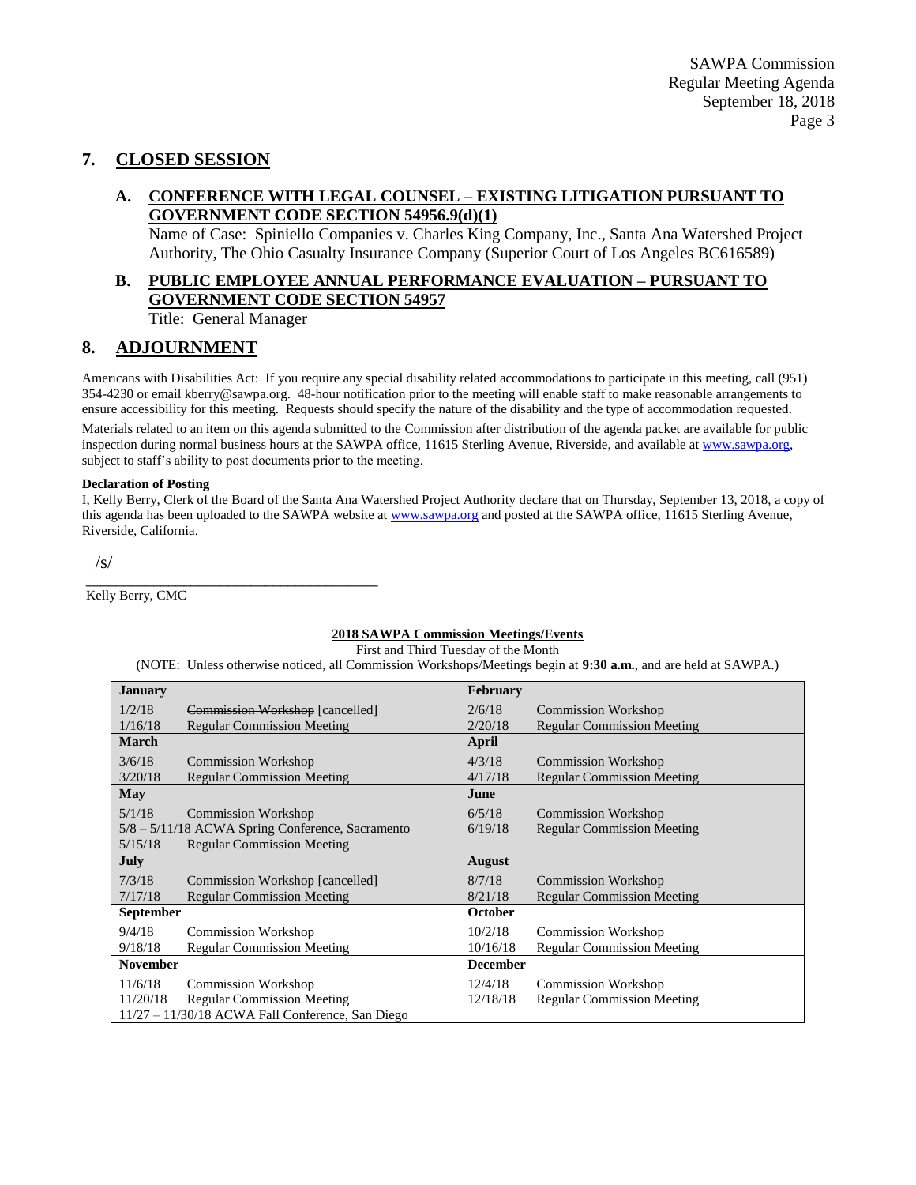## 7. CLOSED SESSION

### A. CONFERENCE WITH LEGAL COUNSEL – EXISTING LITIGATION PURSUANT TO GOVERNMENT CODE SECTION 54956.9(d)(1)

Name of Case: Spiniello Companies v. Charles King Company, Inc., Santa Ana Watershed Project Authority, The Ohio Casualty Insurance Company (Superior Court of Los Angeles BC616589)

### B. PUBLIC EMPLOYEE ANNUAL PERFORMANCE EVALUATION – PURSUANT TO GOVERNMENT CODE SECTION 54957

Title: General Manager

## 8. ADJOURNMENT

Americans with Disabilities Act: If you require any special disability related accommodations to participate in this meeting, call (951) 354-4230 or email kberry@sawpa.org. 48-hour notification prior to the meeting will enable staff to make reasonable arrangements to ensure accessibility for this meeting. Requests should specify the nature of the disability and the type of accommodation requested.

Materials related to an item on this agenda submitted to the Commission after distribution of the agenda packet are available for public inspection during normal business hours at the SAWPA office, 11615 Sterling Avenue, Riverside, and available at www.sawpa.org, subject to staff's ability to post documents prior to the meeting.

**Declaration of Posting**

I, Kelly Berry, Clerk of the Board of the Santa Ana Watershed Project Authority declare that on Thursday, September 13, 2018, a copy of this agenda has been uploaded to the SAWPA website at www.sawpa.org and posted at the SAWPA office, 11615 Sterling Avenue, Riverside, California.

/s/

\_\_\_\_\_\_\_\_\_\_\_\_\_\_\_\_\_\_\_\_\_\_\_\_\_\_\_\_\_\_\_\_\_\_\_\_\_\_\_\_

Kelly Berry, CMC

**2018 SAWPA Commission Meetings/Events**

First and Third Tuesday of the Month

(NOTE: Unless otherwise noticed, all Commission Workshops/Meetings begin at **9:30 a.m.**, and are held at SAWPA.)

| January | February |
|---|---|
| 1/2/18 ~~Commission Workshop~~ [cancelled]<br>1/16/18 Regular Commission Meeting | 2/6/18 Commission Workshop<br>2/20/18 Regular Commission Meeting |
| **March** | **April** |
| 3/6/18 Commission Workshop<br>3/20/18 Regular Commission Meeting | 4/3/18 Commission Workshop<br>4/17/18 Regular Commission Meeting |
| **May** | **June** |
| 5/1/18 Commission Workshop<br>5/8 – 5/11/18 ACWA Spring Conference, Sacramento<br>5/15/18 Regular Commission Meeting | 6/5/18 Commission Workshop<br>6/19/18 Regular Commission Meeting |
| **July** | **August** |
| 7/3/18 ~~Commission Workshop~~ [cancelled]<br>7/17/18 Regular Commission Meeting | 8/7/18 Commission Workshop<br>8/21/18 Regular Commission Meeting |
| **September** | **October** |
| 9/4/18 Commission Workshop<br>9/18/18 Regular Commission Meeting | 10/2/18 Commission Workshop<br>10/16/18 Regular Commission Meeting |
| **November** | **December** |
| 11/6/18 Commission Workshop<br>11/20/18 Regular Commission Meeting<br>11/27 – 11/30/18 ACWA Fall Conference, San Diego | 12/4/18 Commission Workshop<br>12/18/18 Regular Commission Meeting |